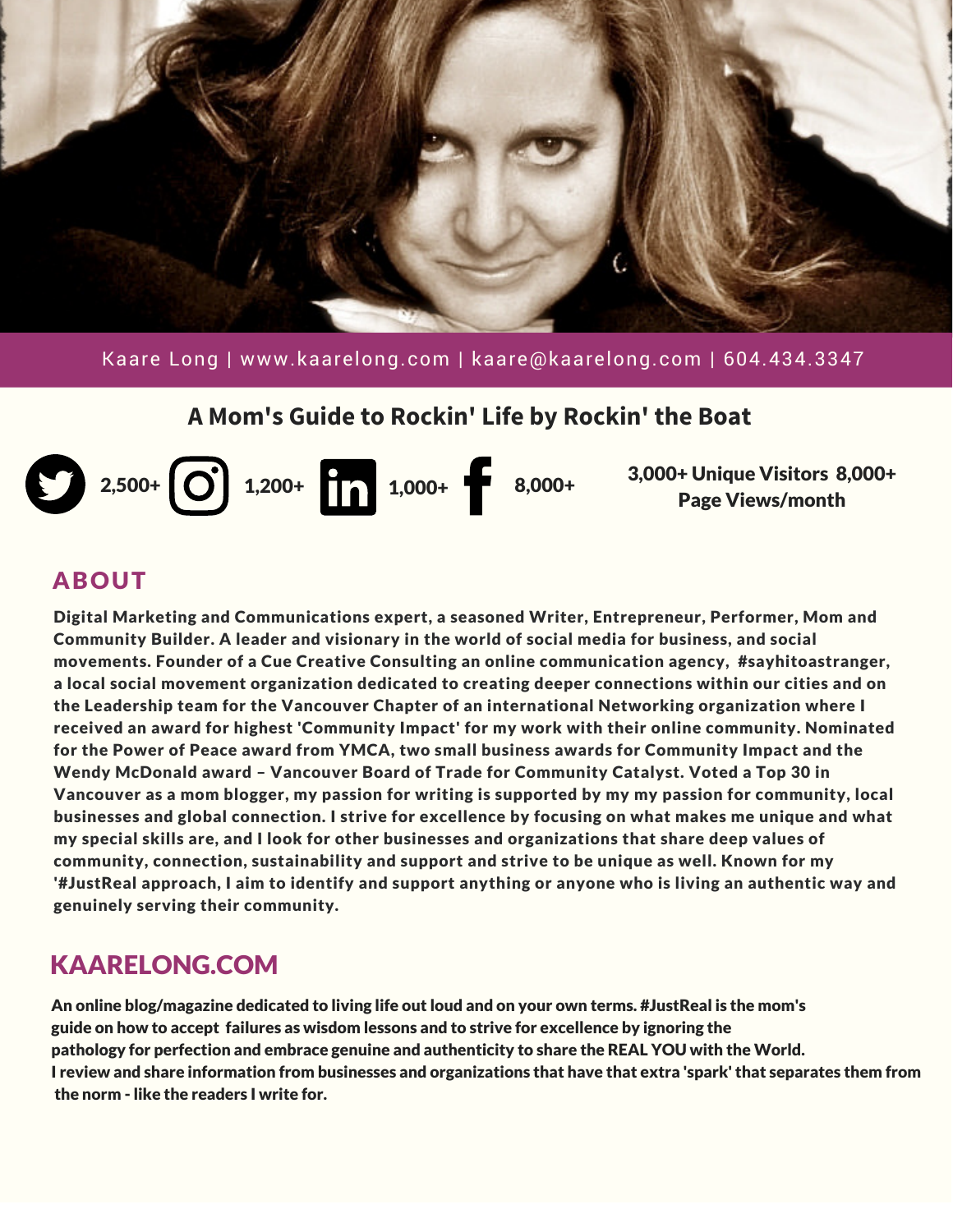Kaare Long | www.kaarelong.com | kaare@kaarelong.com | 604.434.3347

## A Mom's Guide to Rockin' Life by Rockin' the Boat

2,500+ 1,200+ 1,000+ 8,000+

**3,000+ Unique Visitors 8,000+ Page Views/month**

## ABOUT

**Digital Marketing and Communications expert, a seasoned Writer, Entrepreneur, Performer, Mom and Community Builder. A leader and visionary in the world of social media for business, and social movements. Founder of a Cue Creative Consulting an online communication agency, #sayhitoastranger, a local social movement organization dedicated to creating deeper connections within our cities and on the Leadership team for the Vancouver Chapter of an international Networking organization where I received an award for highest 'Community Impact' for my work with their online community. Nominated for the Power of Peace award from YMCA, two small business awards for Community Impact and the Wendy McDonald award – Vancouver Board of Trade for Community Catalyst. Voted a Top 30 in Vancouver as a mom blogger, my passion for writing is supported by my my passion for community, local businesses and global connection. I strive for excellence by focusing on what makes me unique and what my special skills are, and I look for other businesses and organizations that share deep values of community, connection, sustainability and support and strive to be unique as well. Known for my '#JustReal approach, I aim to identify and support anything or anyone who is living an authentic way and genuinely serving their community.**

## KAARELONG.COM

**An online blog/magazine dedicated to living life out loud and on your own terms. #JustReal is the mom's guide on how to accept failures as wisdom lessons and to strive for excellence by ignoring the pathology for perfection and embrace genuine and authenticity to share the REAL YOU with the World. I review and share information from businesses and organizations that have that extra 'spark' that separates them from the norm - like the readers I write for.**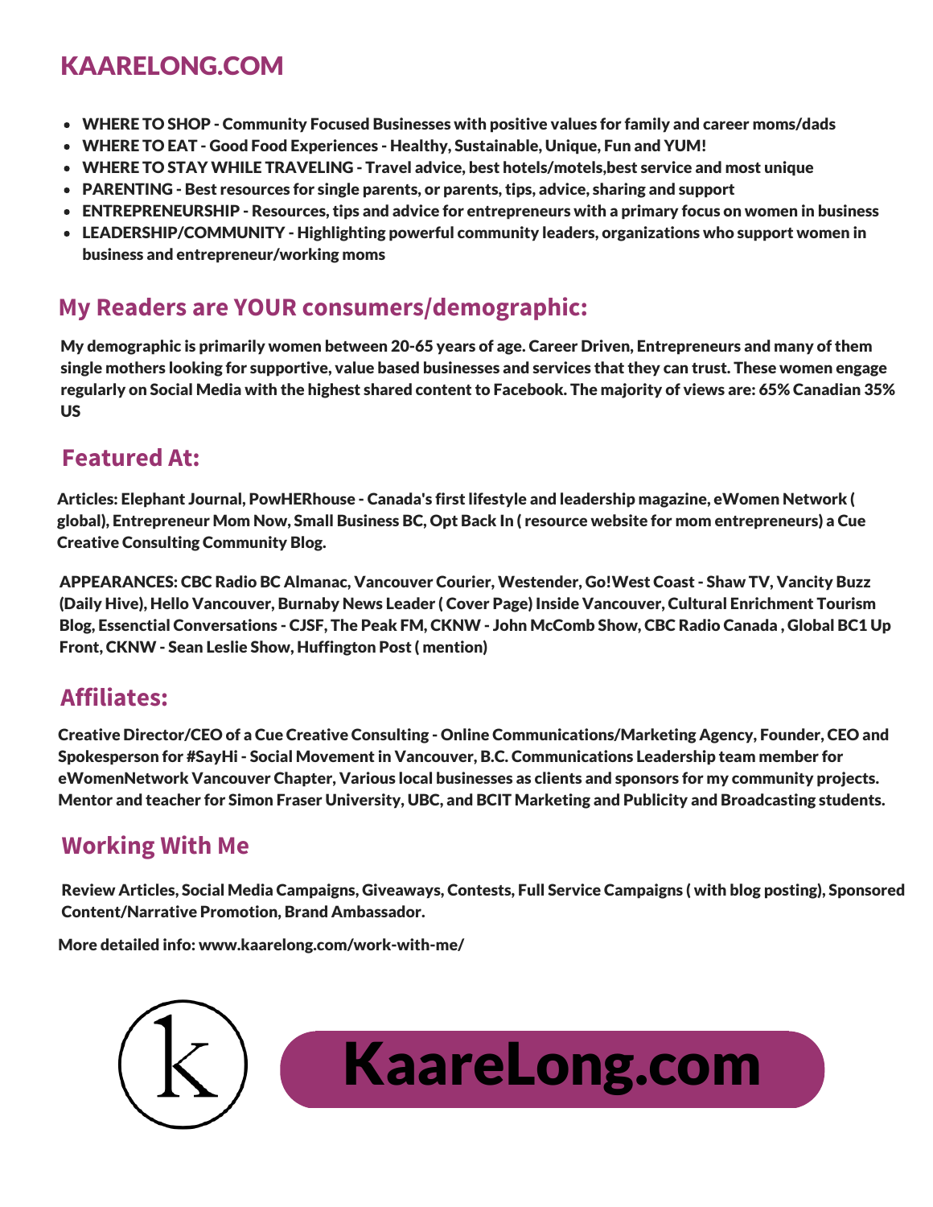# KAARELONG.COM

- WHERE TO SHOP - Community Focused Businesses with positive values for family and career moms/dads
- WHERE TO EAT - Good Food Experiences - Healthy, Sustainable, Unique, Fun and YUM!
- WHERE TO STAY WHILE TRAVELING - Travel advice, best hotels/motels,best service and most unique
- PARENTING - Best resources for single parents, or parents, tips, advice, sharing and support
- ENTREPRENEURSHIP - Resources, tips and advice for entrepreneurs with a primary focus on women in business
- LEADERSHIP/COMMUNITY - Highlighting powerful community leaders, organizations who support women in business and entrepreneur/working moms

## My Readers are YOUR consumers/demographic:

My demographic is primarily women between 20-65 years of age. Career Driven, Entrepreneurs and many of them single mothers looking for supportive, value based businesses and services that they can trust. These women engage regularly on Social Media with the highest shared content to Facebook. The majority of views are: 65% Canadian 35% US

## Featured At:

Articles: Elephant Journal, PowHERhouse - Canada's first lifestyle and leadership magazine, eWomen Network ( global), Entrepreneur Mom Now, Small Business BC, Opt Back In ( resource website for mom entrepreneurs) a Cue Creative Consulting Community Blog.

APPEARANCES: CBC Radio BC Almanac, Vancouver Courier, Westender, Go!West Coast - Shaw TV, Vancity Buzz (Daily Hive), Hello Vancouver, Burnaby News Leader ( Cover Page) Inside Vancouver, Cultural Enrichment Tourism Blog, Essenctial Conversations - CJSF, The Peak FM, CKNW - John McComb Show, CBC Radio Canada , Global BC1 Up Front, CKNW - Sean Leslie Show, Huffington Post ( mention)

## Affiliates:

Creative Director/CEO of a Cue Creative Consulting - Online Communications/Marketing Agency, Founder, CEO and Spokesperson for #SayHi - Social Movement in Vancouver, B.C. Communications Leadership team member for eWomenNetwork Vancouver Chapter, Various local businesses as clients and sponsors for my community projects. Mentor and teacher for Simon Fraser University, UBC, and BCIT Marketing and Publicity and Broadcasting students.

## Working With Me

Review Articles, Social Media Campaigns, Giveaways, Contests, Full Service Campaigns ( with blog posting), Sponsored Content/Narrative Promotion, Brand Ambassador.

More detailed info: www.kaarelong.com/work-with-me/

KaareLong.com